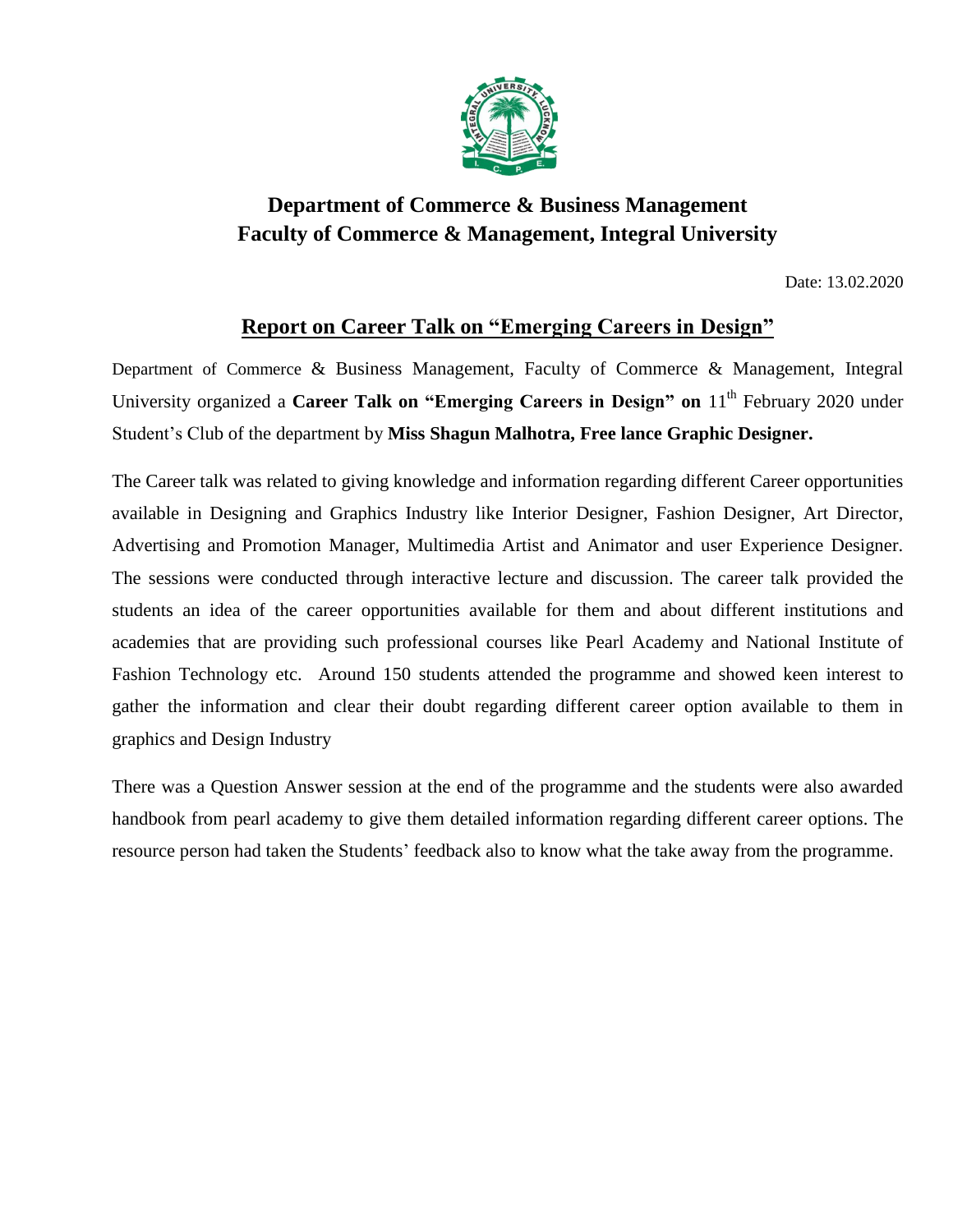# Department of Commerce & Business Management
# Faculty of Commerce & Management, Integral University

Date: 13.02.2020

## Report on Career Talk on "Emerging Careers in Design"

Department of Commerce & Business Management, Faculty of Commerce & Management, Integral University organized a **Career Talk on "Emerging Careers in Design" on** 11th February 2020 under Student's Club of the department by **Miss Shagun Malhotra, Free lance Graphic Designer.**

The Career talk was related to giving knowledge and information regarding different Career opportunities available in Designing and Graphics Industry like Interior Designer, Fashion Designer, Art Director, Advertising and Promotion Manager, Multimedia Artist and Animator and user Experience Designer. The sessions were conducted through interactive lecture and discussion. The career talk provided the students an idea of the career opportunities available for them and about different institutions and academies that are providing such professional courses like Pearl Academy and National Institute of Fashion Technology etc. Around 150 students attended the programme and showed keen interest to gather the information and clear their doubt regarding different career option available to them in graphics and Design Industry

There was a Question Answer session at the end of the programme and the students were also awarded handbook from pearl academy to give them detailed information regarding different career options. The resource person had taken the Students' feedback also to know what the take away from the programme.